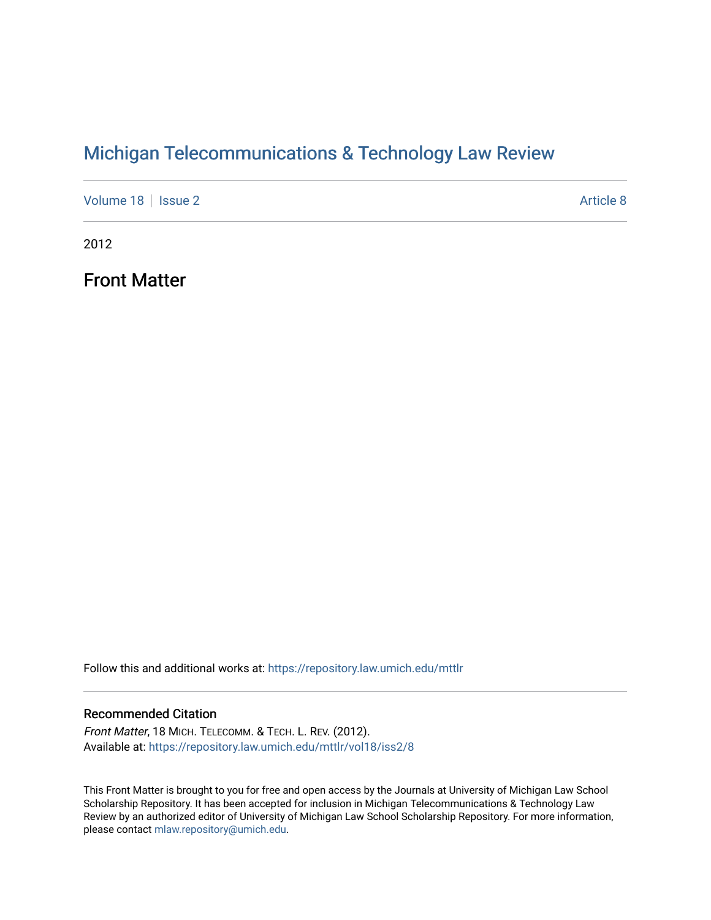# Michigan Telecommunications & Technology Law Review

Volume 18 | Issue 2 | Article 8

2012

## Front Matter

Follow this and additional works at: https://repository.law.umich.edu/mttlr

### Recommended Citation

*Front Matter*, 18 MICH. TELECOMM. & TECH. L. REV. (2012).
Available at: https://repository.law.umich.edu/mttlr/vol18/iss2/8

This Front Matter is brought to you for free and open access by the Journals at University of Michigan Law School Scholarship Repository. It has been accepted for inclusion in Michigan Telecommunications & Technology Law Review by an authorized editor of University of Michigan Law School Scholarship Repository. For more information, please contact mlaw.repository@umich.edu.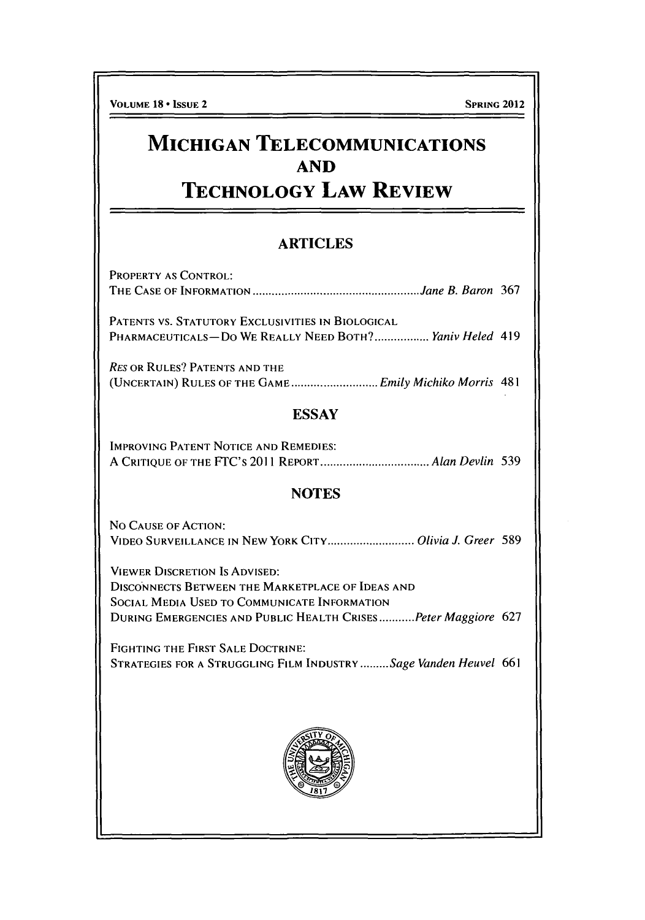VOLUME 18 • ISSUE 2 SPRING 2012

# MICHIGAN TELECOMMUNICATIONS AND TECHNOLOGY LAW REVIEW

## ARTICLES

PROPERTY AS CONTROL:
THE CASE OF INFORMATION .................................................... *Jane B. Baron* 367

PATENTS VS. STATUTORY EXCLUSIVITIES IN BIOLOGICAL
PHARMACEUTICALS—DO WE REALLY NEED BOTH? ................. *Yaniv Heled* 419

*RES* OR RULES? PATENTS AND THE
(UNCERTAIN) RULES OF THE GAME ........................... *Emily Michiko Morris* 481

## ESSAY

IMPROVING PATENT NOTICE AND REMEDIES:
A CRITIQUE OF THE FTC'S 2011 REPORT ................................. *Alan Devlin* 539

## NOTES

NO CAUSE OF ACTION:
VIDEO SURVEILLANCE IN NEW YORK CITY ........................... *Olivia J. Greer* 589

VIEWER DISCRETION IS ADVISED:
DISCONNECTS BETWEEN THE MARKETPLACE OF IDEAS AND
SOCIAL MEDIA USED TO COMMUNICATE INFORMATION
DURING EMERGENCIES AND PUBLIC HEALTH CRISES ........... *Peter Maggiore* 627

FIGHTING THE FIRST SALE DOCTRINE:
STRATEGIES FOR A STRUGGLING FILM INDUSTRY ......... *Sage Vanden Heuvel* 661